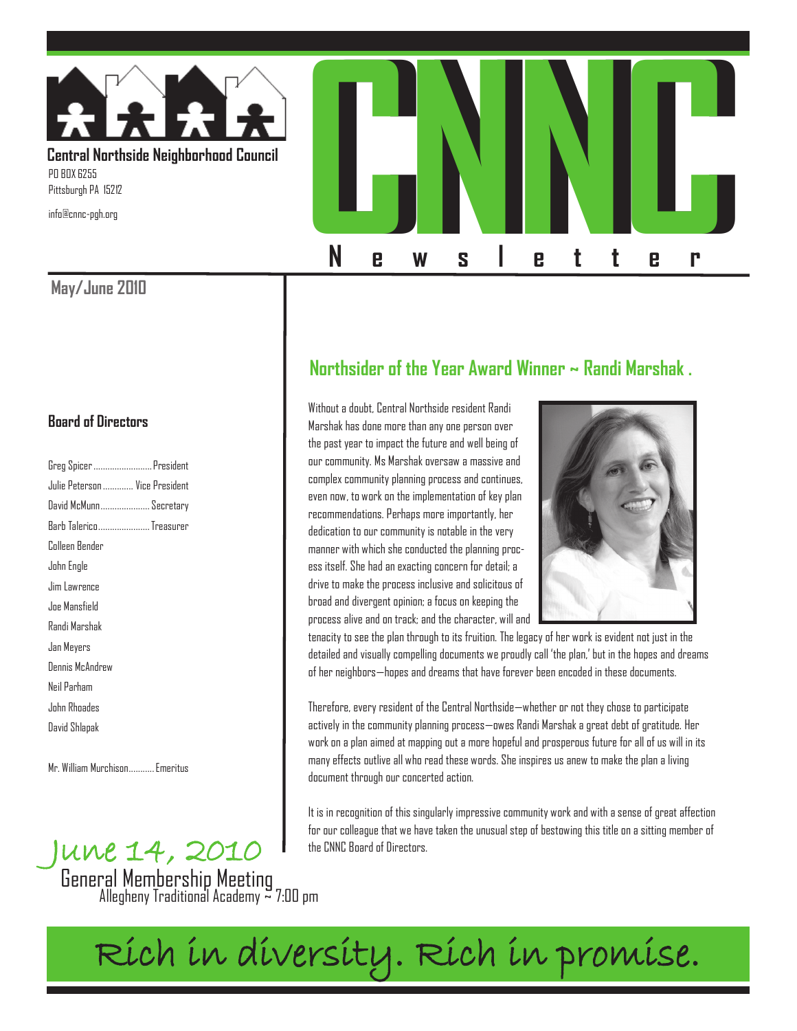# CNNC Newsletter

**Central Northside Neighborhood Council**
PO BOX 6255
Pittsburgh PA 15212

info@cnnc-pgh.org

## May/June 2010

### Board of Directors

Greg Spicer .......................... President
Julie Peterson ............ Vice President
David McMunn..................... Secretary
Barb Talerico...................... Treasurer
Colleen Bender
John Engle
Jim Lawrence
Joe Mansfield
Randi Marshak
Jan Meyers
Dennis McAndrew
Neil Parham
John Rhoades
David Shlapak

Mr. William Murchison........... Emeritus

## Northsider of the Year Award Winner ~ Randi Marshak .

Without a doubt, Central Northside resident Randi Marshak has done more than any one person over the past year to impact the future and well being of our community. Ms Marshak oversaw a massive and complex community planning process and continues, even now, to work on the implementation of key plan recommendations. Perhaps more importantly, her dedication to our community is notable in the very manner with which she conducted the planning process itself. She had an exacting concern for detail; a drive to make the process inclusive and solicitous of broad and divergent opinion; a focus on keeping the process alive and on track; and the character, will and tenacity to see the plan through to its fruition. The legacy of her work is evident not just in the detailed and visually compelling documents we proudly call 'the plan,' but in the hopes and dreams of her neighbors—hopes and dreams that have forever been encoded in these documents.

Therefore, every resident of the Central Northside—whether or not they chose to participate actively in the community planning process—owes Randi Marshak a great debt of gratitude. Her work on a plan aimed at mapping out a more hopeful and prosperous future for all of us will in its many effects outlive all who read these words. She inspires us anew to make the plan a living document through our concerted action.

It is in recognition of this singularly impressive community work and with a sense of great affection for our colleague that we have taken the unusual step of bestowing this title on a sitting member of the CNNC Board of Directors.

**June 14, 2010**
General Membership Meeting
Allegheny Traditional Academy ~ 7:00 pm

**Rich in diversity. Rich in promise.**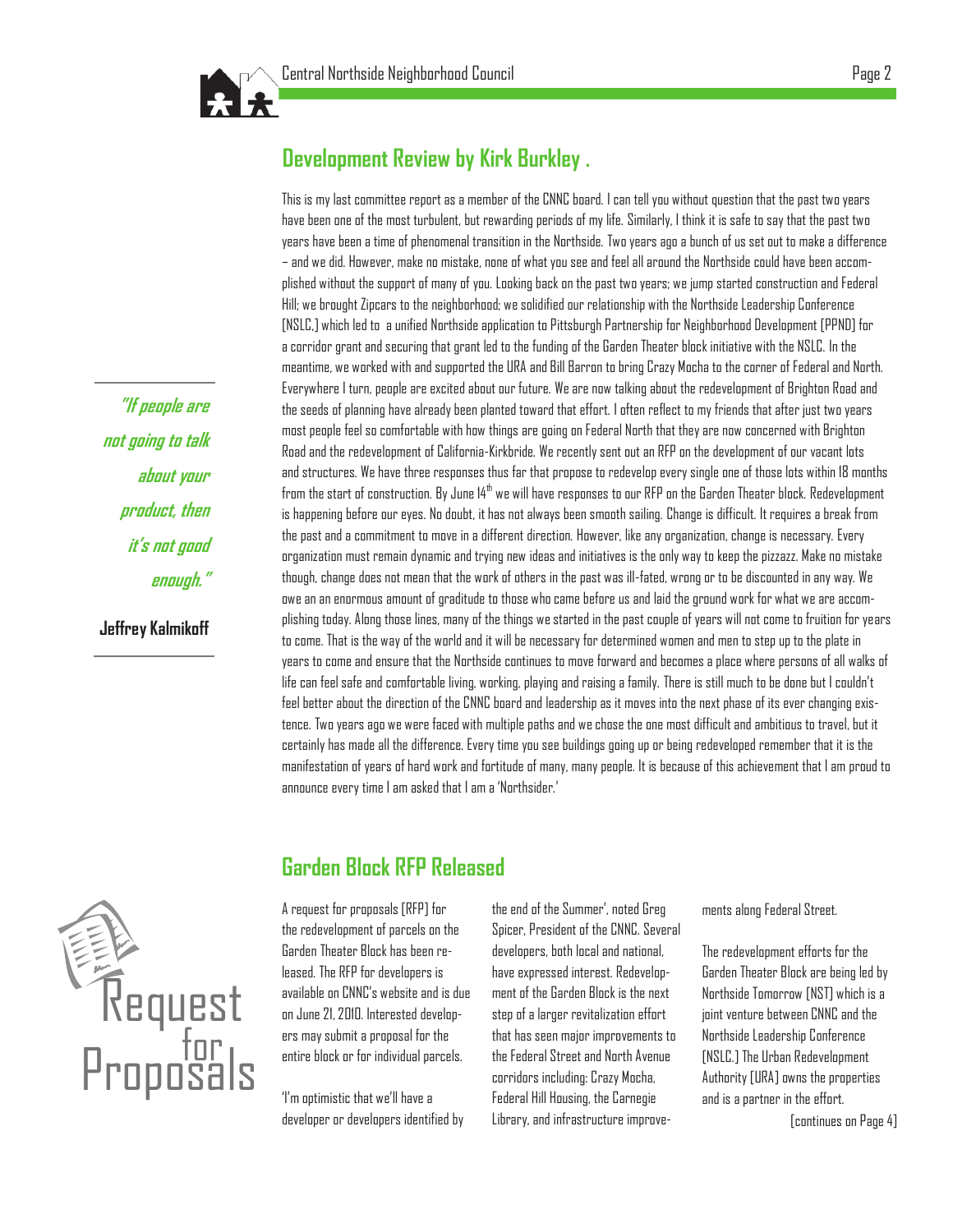## Development Review by Kirk Burkley .

This is my last committee report as a member of the CNNC board. I can tell you without question that the past two years have been one of the most turbulent, but rewarding periods of my life. Similarly, I think it is safe to say that the past two years have been a time of phenomenal transition in the Northside. Two years ago a bunch of us set out to make a difference – and we did. However, make no mistake, none of what you see and feel all around the Northside could have been accomplished without the support of many of you. Looking back on the past two years; we jump started construction and Federal Hill; we brought Zipcars to the neighborhood; we solidified our relationship with the Northside Leadership Conference [NSLC,] which led to a unified Northside application to Pittsburgh Partnership for Neighborhood Development [PPND] for a corridor grant and securing that grant led to the funding of the Garden Theater block initiative with the NSLC. In the meantime, we worked with and supported the URA and Bill Barron to bring Crazy Mocha to the corner of Federal and North. Everywhere I turn, people are excited about our future. We are now talking about the redevelopment of Brighton Road and the seeds of planning have already been planted toward that effort. I often reflect to my friends that after just two years most people feel so comfortable with how things are going on Federal North that they are now concerned with Brighton Road and the redevelopment of California-Kirkbride. We recently sent out an RFP on the development of our vacant lots and structures. We have three responses thus far that propose to redevelop every single one of those lots within 18 months from the start of construction. By June 14th we will have responses to our RFP on the Garden Theater block. Redevelopment is happening before our eyes. No doubt, it has not always been smooth sailing. Change is difficult. It requires a break from the past and a commitment to move in a different direction. However, like any organization, change is necessary. Every organization must remain dynamic and trying new ideas and initiatives is the only way to keep the pizzazz. Make no mistake though, change does not mean that the work of others in the past was ill-fated, wrong or to be discounted in any way. We owe an an enormous amount of graditude to those who came before us and laid the ground work for what we are accomplishing today. Along those lines, many of the things we started in the past couple of years will not come to fruition for years to come. That is the way of the world and it will be necessary for determined women and men to step up to the plate in years to come and ensure that the Northside continues to move forward and becomes a place where persons of all walks of life can feel safe and comfortable living, working, playing and raising a family. There is still much to be done but I couldn't feel better about the direction of the CNNC board and leadership as it moves into the next phase of its ever changing existence. Two years ago we were faced with multiple paths and we chose the one most difficult and ambitious to travel, but it certainly has made all the difference. Every time you see buildings going up or being redeveloped remember that it is the manifestation of years of hard work and fortitude of many, many people. It is because of this achievement that I am proud to announce every time I am asked that I am a 'Northsider.'

> ***"If people are not going to talk about your product, then it's not good enough."***
>
> **Jeffrey Kalmikoff**

## Garden Block RFP Released

Request for Proposals

A request for proposals [RFP] for the redevelopment of parcels on the Garden Theater Block has been released. The RFP for developers is available on CNNC's website and is due on June 21, 2010. Interested developers may submit a proposal for the entire block or for individual parcels.

'I'm optimistic that we'll have a developer or developers identified by the end of the Summer', noted Greg Spicer, President of the CNNC. Several developers, both local and national, have expressed interest. Redevelopment of the Garden Block is the next step of a larger revitalization effort that has seen major improvements to the Federal Street and North Avenue corridors including: Crazy Mocha, Federal Hill Housing, the Carnegie Library, and infrastructure improvements along Federal Street.

The redevelopment efforts for the Garden Theater Block are being led by Northside Tomorrow [NST] which is a joint venture between CNNC and the Northside Leadership Conference [NSLC.] The Urban Redevelopment Authority [URA] owns the properties and is a partner in the effort.

[continues on Page 4]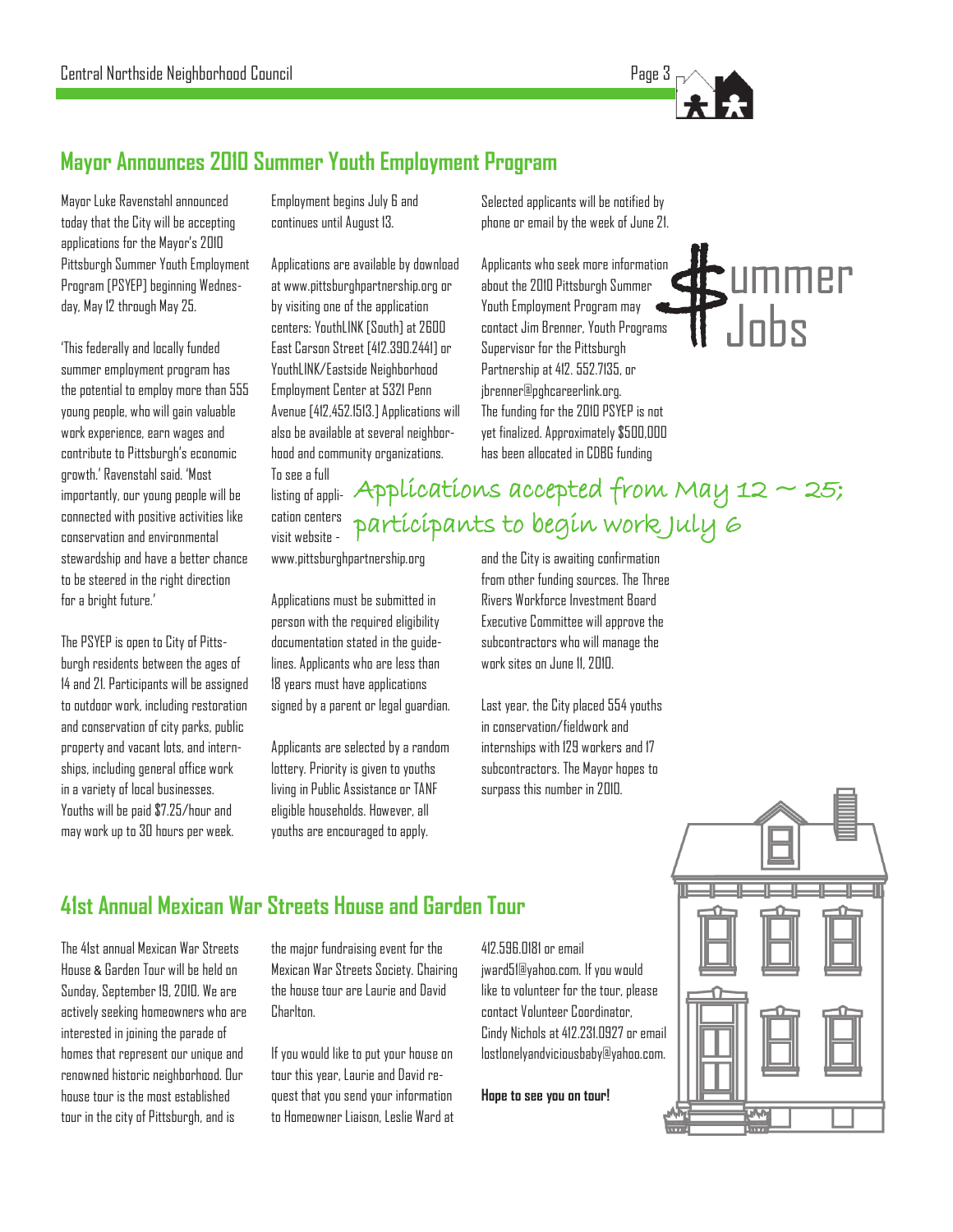## Mayor Announces 2010 Summer Youth Employment Program

Mayor Luke Ravenstahl announced today that the City will be accepting applications for the Mayor's 2010 Pittsburgh Summer Youth Employment Program [PSYEP] beginning Wednesday, May 12 through May 25.

'This federally and locally funded summer employment program has the potential to employ more than 555 young people, who will gain valuable work experience, earn wages and contribute to Pittsburgh's economic growth.' Ravenstahl said. 'Most importantly, our young people will be connected with positive activities like conservation and environmental stewardship and have a better chance to be steered in the right direction for a bright future.'

The PSYEP is open to City of Pittsburgh residents between the ages of 14 and 21. Participants will be assigned to outdoor work, including restoration and conservation of city parks, public property and vacant lots, and internships, including general office work in a variety of local businesses. Youths will be paid $7.25/hour and may work up to 30 hours per week.

Employment begins July 6 and continues until August 13.

Applications are available by download at www.pittsburghpartnership.org or by visiting one of the application centers: YouthLINK [South] at 2600 East Carson Street [412.390.2441] or YouthLINK/Eastside Neighborhood Employment Center at 5321 Penn Avenue [412.452.1513.] Applications will also be available at several neighborhood and community organizations. To see a full listing of application centers visit website - www.pittsburghpartnership.org

Applications must be submitted in person with the required eligibility documentation stated in the guidelines. Applicants who are less than 18 years must have applications signed by a parent or legal guardian.

Applicants are selected by a random lottery. Priority is given to youths living in Public Assistance or TANF eligible households. However, all youths are encouraged to apply.

Selected applicants will be notified by phone or email by the week of June 21.

Applicants who seek more information about the 2010 Pittsburgh Summer Youth Employment Program may contact Jim Brenner, Youth Programs Supervisor for the Pittsburgh Partnership at 412. 552.7135, or jbrenner@pghcareerlink.org.

The funding for the 2010 PSYEP is not yet finalized. Approximately $500,000 has been allocated in CDBG funding and the City is awaiting confirmation from other funding sources. The Three Rivers Workforce Investment Board Executive Committee will approve the subcontractors who will manage the work sites on June 11, 2010.

Last year, the City placed 554 youths in conservation/fieldwork and internships with 129 workers and 17 subcontractors. The Mayor hopes to surpass this number in 2010.

$ummer Jobs

*Applications accepted from May 12 ~ 25; participants to begin work July 6*

## 41st Annual Mexican War Streets House and Garden Tour

The 41st annual Mexican War Streets House & Garden Tour will be held on Sunday, September 19, 2010. We are actively seeking homeowners who are interested in joining the parade of homes that represent our unique and renowned historic neighborhood. Our house tour is the most established tour in the city of Pittsburgh, and is the major fundraising event for the Mexican War Streets Society. Chairing the house tour are Laurie and David Charlton.

If you would like to put your house on tour this year, Laurie and David request that you send your information to Homeowner Liaison, Leslie Ward at 412.596.0181 or email jward51@yahoo.com. If you would like to volunteer for the tour, please contact Volunteer Coordinator, Cindy Nichols at 412.231.0927 or email lostlonelyandviciousbaby@yahoo.com.

**Hope to see you on tour!**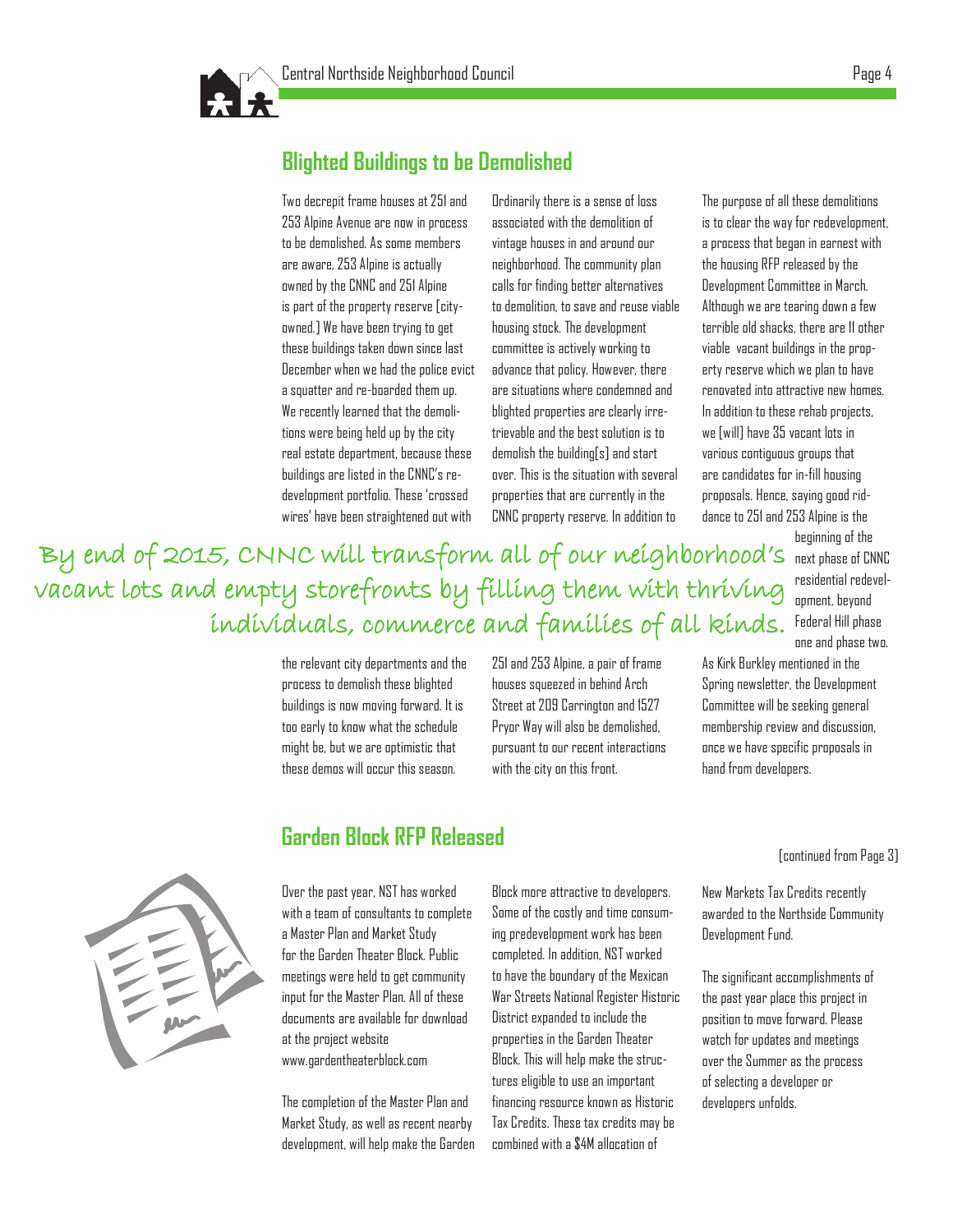## Blighted Buildings to be Demolished

Two decrepit frame houses at 251 and 253 Alpine Avenue are now in process to be demolished. As some members are aware, 253 Alpine is actually owned by the CNNC and 251 Alpine is part of the property reserve [city-owned.] We have been trying to get these buildings taken down since last December when we had the police evict a squatter and re-boarded them up. We recently learned that the demolitions were being held up by the city real estate department, because these buildings are listed in the CNNC's redevelopment portfolio. These 'crossed wires' have been straightened out with the relevant city departments and the process to demolish these blighted buildings is now moving forward. It is too early to know what the schedule might be, but we are optimistic that these demos will occur this season.

Ordinarily there is a sense of loss associated with the demolition of vintage houses in and around our neighborhood. The community plan calls for finding better alternatives to demolition, to save and reuse viable housing stock. The development committee is actively working to advance that policy. However, there are situations where condemned and blighted properties are clearly irretrievable and the best solution is to demolish the building[s] and start over. This is the situation with several properties that are currently in the CNNC property reserve. In addition to 251 and 253 Alpine, a pair of frame houses squeezed in behind Arch Street at 209 Carrington and 1527 Pryor Way will also be demolished, pursuant to our recent interactions with the city on this front.

The purpose of all these demolitions is to clear the way for redevelopment, a process that began in earnest with the housing RFP released by the Development Committee in March. Although we are tearing down a few terrible old shacks, there are 11 other viable vacant buildings in the property reserve which we plan to have renovated into attractive new homes. In addition to these rehab projects, we [will] have 35 vacant lots in various contiguous groups that are candidates for in-fill housing proposals. Hence, saying good riddance to 251 and 253 Alpine is the beginning of the next phase of CNNC residential redevelopment, beyond Federal Hill phase one and phase two.

As Kirk Burkley mentioned in the Spring newsletter, the Development Committee will be seeking general membership review and discussion, once we have specific proposals in hand from developers.

*By end of 2015, CNNC will transform all of our neighborhood's vacant lots and empty storefronts by filling them with thriving individuals, commerce and families of all kinds.*

## Garden Block RFP Released

[continued from Page 3]

Over the past year, NST has worked with a team of consultants to complete a Master Plan and Market Study for the Garden Theater Block. Public meetings were held to get community input for the Master Plan. All of these documents are available for download at the project website www.gardentheaterblock.com

The completion of the Master Plan and Market Study, as well as recent nearby development, will help make the Garden Block more attractive to developers. Some of the costly and time consuming predevelopment work has been completed. In addition, NST worked to have the boundary of the Mexican War Streets National Register Historic District expanded to include the properties in the Garden Theater Block. This will help make the structures eligible to use an important financing resource known as Historic Tax Credits. These tax credits may be combined with a $4M allocation of New Markets Tax Credits recently awarded to the Northside Community Development Fund.

The significant accomplishments of the past year place this project in position to move forward. Please watch for updates and meetings over the Summer as the process of selecting a developer or developers unfolds.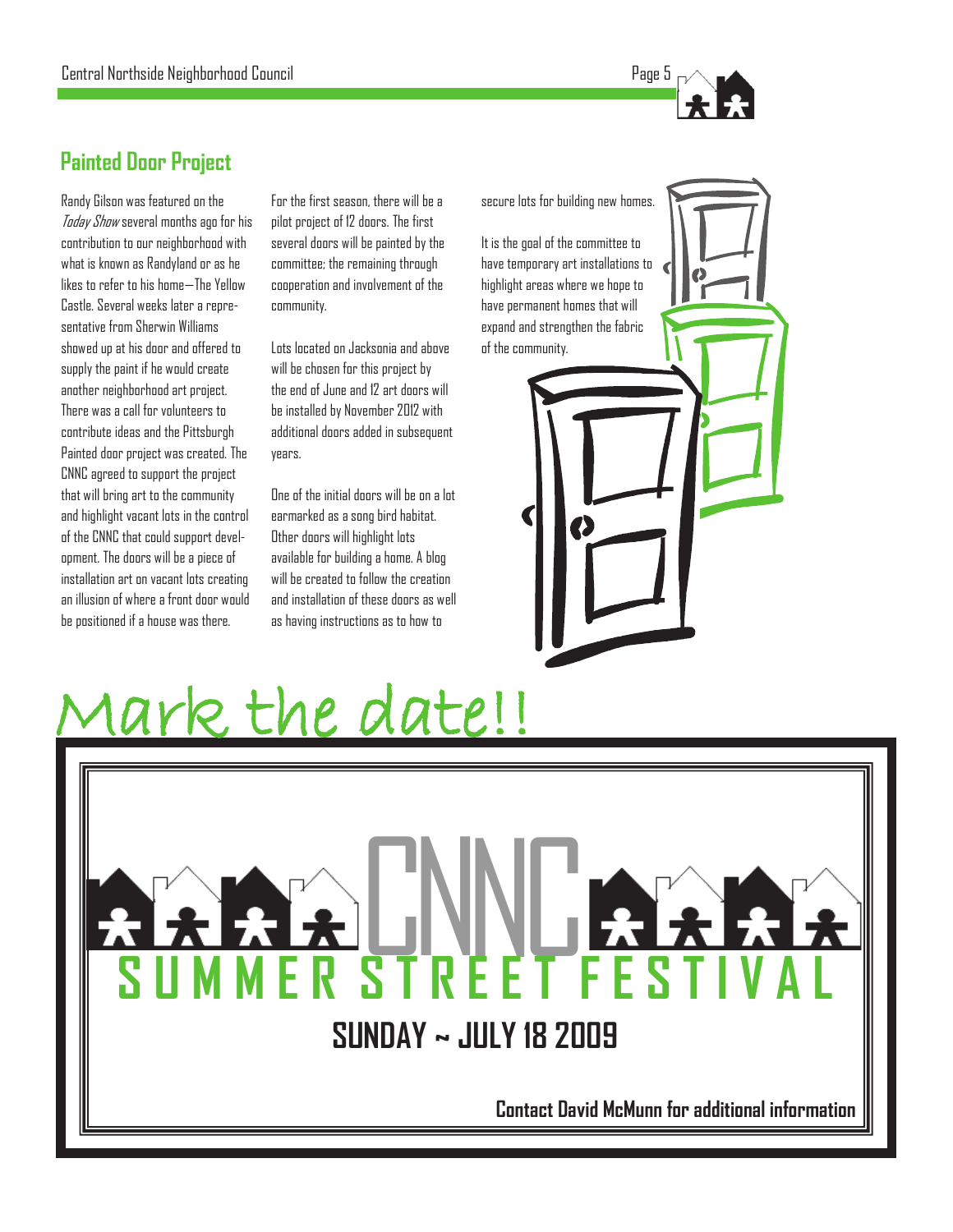## Painted Door Project

Randy Gilson was featured on the *Today Show* several months ago for his contribution to our neighborhood with what is known as Randyland or as he likes to refer to his home—The Yellow Castle. Several weeks later a representative from Sherwin Williams showed up at his door and offered to supply the paint if he would create another neighborhood art project. There was a call for volunteers to contribute ideas and the Pittsburgh Painted door project was created. The CNNC agreed to support the project that will bring art to the community and highlight vacant lots in the control of the CNNC that could support development. The doors will be a piece of installation art on vacant lots creating an illusion of where a front door would be positioned if a house was there.

For the first season, there will be a pilot project of 12 doors. The first several doors will be painted by the committee; the remaining through cooperation and involvement of the community.

Lots located on Jacksonia and above will be chosen for this project by the end of June and 12 art doors will be installed by November 2012 with additional doors added in subsequent years.

One of the initial doors will be on a lot earmarked as a song bird habitat. Other doors will highlight lots available for building a home. A blog will be created to follow the creation and installation of these doors as well as having instructions as to how to secure lots for building new homes.

It is the goal of the committee to have temporary art installations to highlight areas where we hope to have permanent homes that will expand and strengthen the fabric of the community.

# Mark the date!!

CNNC

**SUMMER STREET FESTIVAL**

**SUNDAY ~ JULY 18 2009**

**Contact David McMunn for additional information**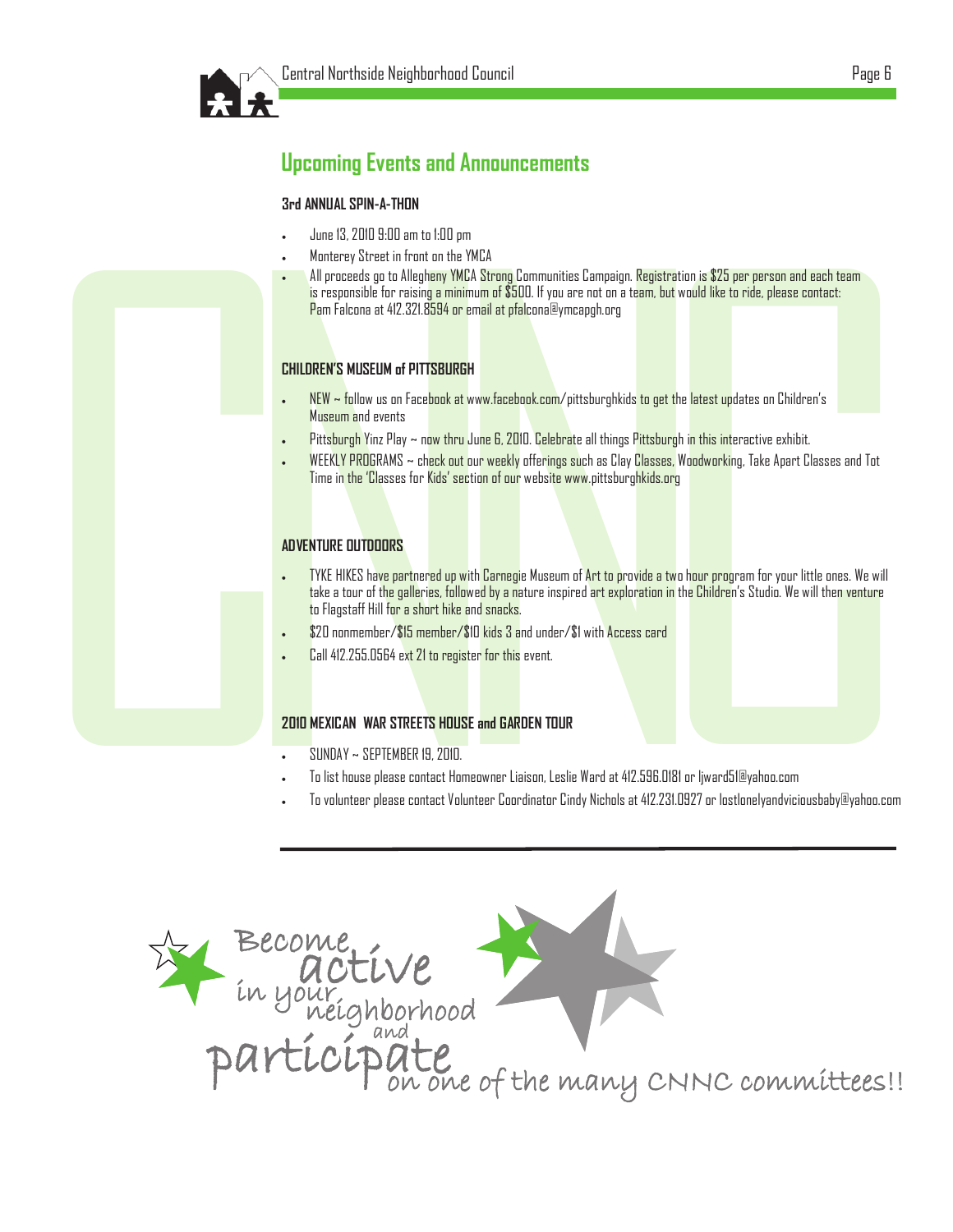## Upcoming Events and Announcements

### 3rd ANNUAL SPIN-A-THON

- June 13, 2010 9:00 am to 1:00 pm
- Monterey Street in front on the YMCA
- All proceeds go to Allegheny YMCA Strong Communities Campaign. Registration is $25 per person and each team is responsible for raising a minimum of $500. If you are not on a team, but would like to ride, please contact: Pam Falcona at 412.321.8594 or email at pfalcona@ymcapgh.org

### CHILDREN'S MUSEUM of PITTSBURGH

- NEW ~ follow us on Facebook at www.facebook.com/pittsburghkids to get the latest updates on Children's Museum and events
- Pittsburgh Yinz Play ~ now thru June 6, 2010. Celebrate all things Pittsburgh in this interactive exhibit.
- WEEKLY PROGRAMS ~ check out our weekly offerings such as Clay Classes, Woodworking, Take Apart Classes and Tot Time in the 'Classes for Kids' section of our website www.pittsburghkids.org

### ADVENTURE OUTDOORS

- TYKE HIKES have partnered up with Carnegie Museum of Art to provide a two hour program for your little ones. We will take a tour of the galleries, followed by a nature inspired art exploration in the Children's Studio. We will then venture to Flagstaff Hill for a short hike and snacks.
- $20 nonmember/$15 member/$10 kids 3 and under/$1 with Access card
- Call 412.255.0564 ext 21 to register for this event.

### 2010 MEXICAN WAR STREETS HOUSE and GARDEN TOUR

- SUNDAY ~ SEPTEMBER 19, 2010.
- To list house please contact Homeowner Liaison, Leslie Ward at 412.596.0181 or ljward51@yahoo.com
- To volunteer please contact Volunteer Coordinator Cindy Nichols at 412.231.0927 or lostlonelyandviciousbaby@yahoo.com

---

Become active in your neighborhood and participate on one of the many CNNC committees!!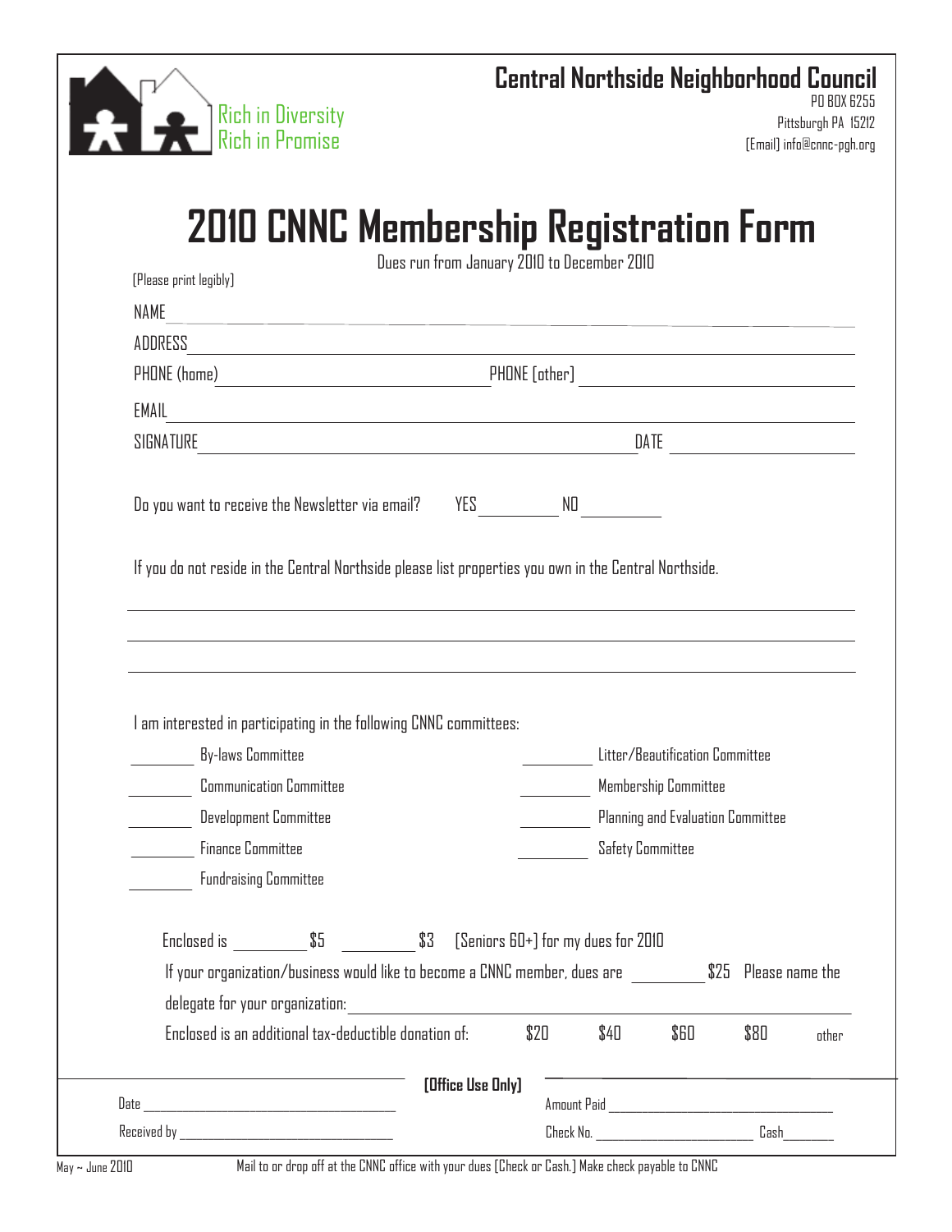Rich in Diversity
Rich in Promise

**Central Northside Neighborhood Council**
PO BOX 6255
Pittsburgh PA 15212
[Email] info@cnnc-pgh.org

# 2010 CNNC Membership Registration Form

Dues run from January 2010 to December 2010

[Please print legibly]

NAME ____________________________________________

ADDRESS ____________________________________________

PHONE (home) ____________________ PHONE [other] ____________________

EMAIL ____________________________________________

SIGNATURE ____________________________ DATE ____________

Do you want to receive the Newsletter via email? YES ________ NO ________

If you do not reside in the Central Northside please list properties you own in the Central Northside.

____________________________________________

____________________________________________

____________________________________________

I am interested in participating in the following CNNC committees:

________ By-laws Committee

________ Communication Committee

________ Development Committee

________ Finance Committee

________ Fundraising Committee

________ Litter/Beautification Committee

________ Membership Committee

________ Planning and Evaluation Committee

________ Safety Committee

Enclosed is ________ $5 ________ $3 [Seniors 60+] for my dues for 2010

If your organization/business would like to become a CNNC member, dues are ________ $25 Please name the delegate for your organization: ____________________

Enclosed is an additional tax-deductible donation of: $20 $40 $60 $80 other

**[Office Use Only]**

Date ____________________ Amount Paid ____________________

Received by ____________________ Check No. ____________________ Cash________

May ~ June 2010 Mail to or drop off at the CNNC office with your dues [Check or Cash.] Make check payable to CNNC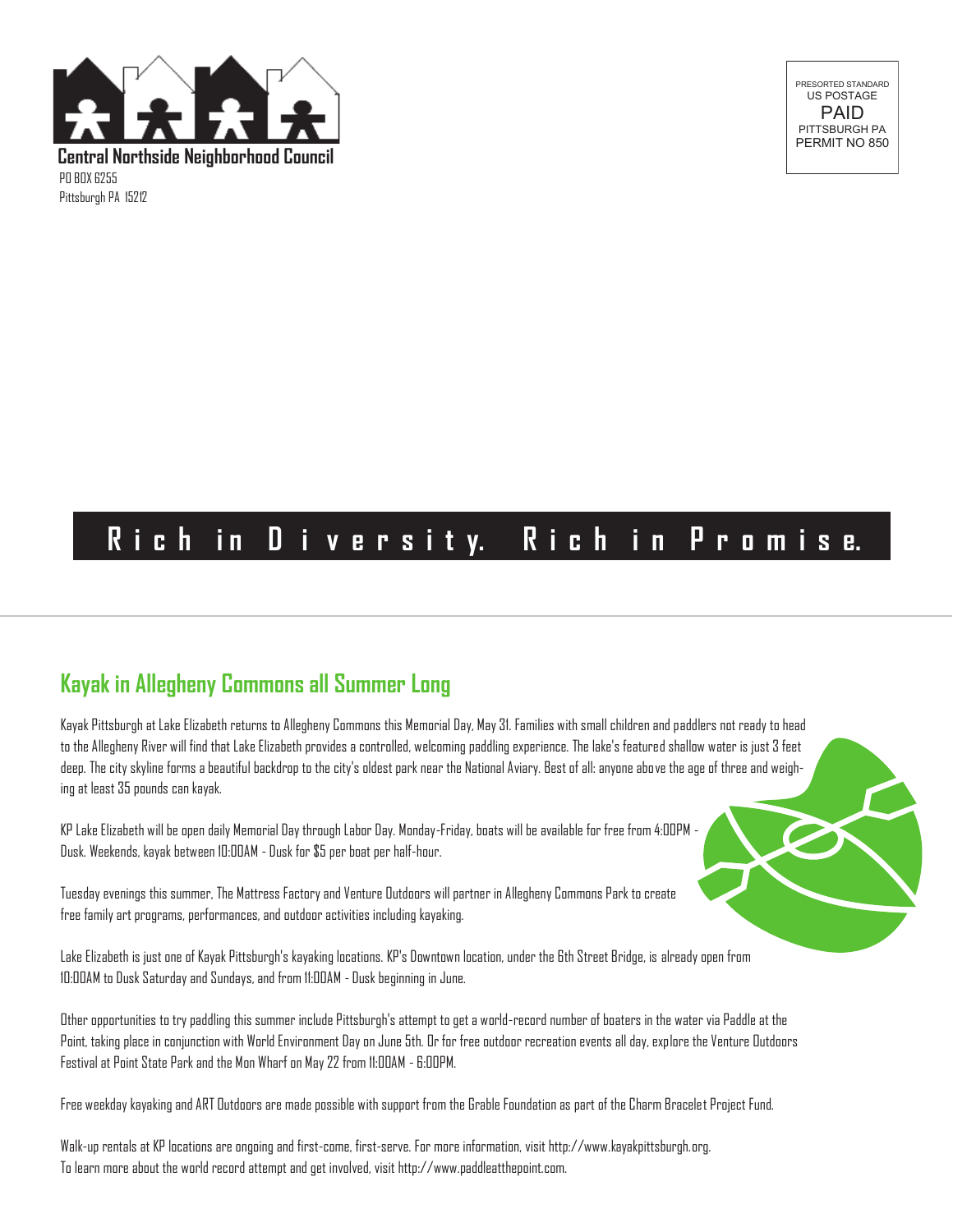**Central Northside Neighborhood Council**
PO BOX 6255
Pittsburgh PA 15212

PRESORTED STANDARD
US POSTAGE
PAID
PITTSBURGH PA
PERMIT NO 850

**Rich in Diversity. Rich in Promise.**

## Kayak in Allegheny Commons all Summer Long

Kayak Pittsburgh at Lake Elizabeth returns to Allegheny Commons this Memorial Day, May 31. Families with small children and paddlers not ready to head to the Allegheny River will find that Lake Elizabeth provides a controlled, welcoming paddling experience. The lake's featured shallow water is just 3 feet deep. The city skyline forms a beautiful backdrop to the city's oldest park near the National Aviary. Best of all: anyone above the age of three and weighing at least 35 pounds can kayak.

KP Lake Elizabeth will be open daily Memorial Day through Labor Day. Monday-Friday, boats will be available for free from 4:00PM - Dusk. Weekends, kayak between 10:00AM - Dusk for $5 per boat per half-hour.

Tuesday evenings this summer, The Mattress Factory and Venture Outdoors will partner in Allegheny Commons Park to create free family art programs, performances, and outdoor activities including kayaking.

Lake Elizabeth is just one of Kayak Pittsburgh's kayaking locations. KP's Downtown location, under the 6th Street Bridge, is already open from 10:00AM to Dusk Saturday and Sundays, and from 11:00AM - Dusk beginning in June.

Other opportunities to try paddling this summer include Pittsburgh's attempt to get a world-record number of boaters in the water via Paddle at the Point, taking place in conjunction with World Environment Day on June 5th. Or for free outdoor recreation events all day, explore the Venture Outdoors Festival at Point State Park and the Mon Wharf on May 22 from 11:00AM - 6:00PM.

Free weekday kayaking and ART Outdoors are made possible with support from the Grable Foundation as part of the Charm Bracelet Project Fund.

Walk-up rentals at KP locations are ongoing and first-come, first-serve. For more information, visit http://www.kayakpittsburgh.org.
To learn more about the world record attempt and get involved, visit http://www.paddleatthepoint.com.